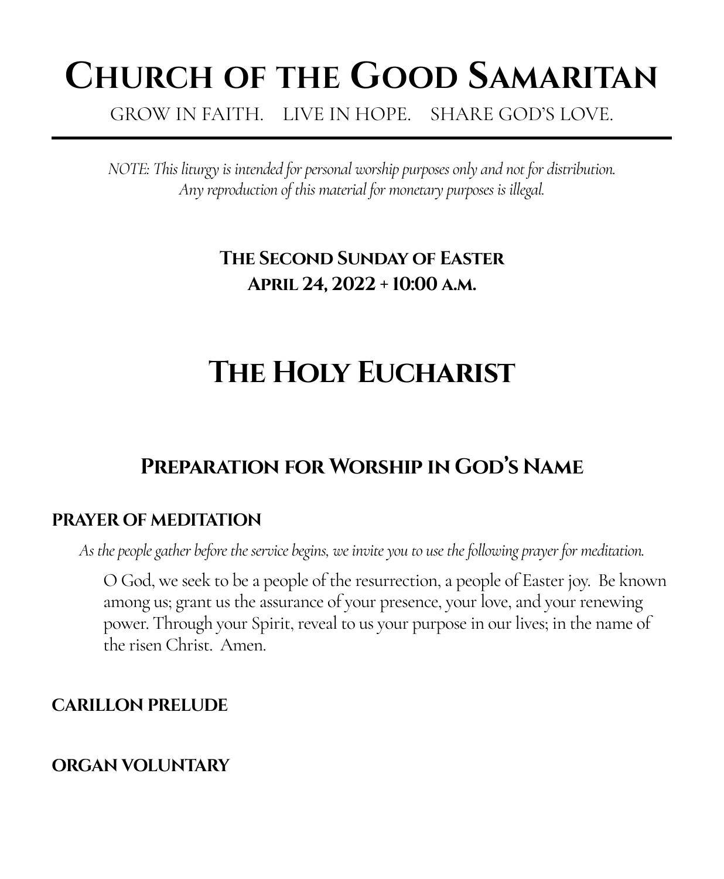# Church of the Good Samaritan

GROW IN FAITH. LIVE IN HOPE. SHARE GOD'S LOVE.

---

*NOTE: This liturgy is intended for personal worship purposes only and not for distribution. Any reproduction of this material for monetary purposes is illegal.*

**The Second Sunday of Easter**
**April 24, 2022 + 10:00 a.m.**

# The Holy Eucharist

## Preparation for Worship in God's Name

### PRAYER OF MEDITATION

*As the people gather before the service begins, we invite you to use the following prayer for meditation.*

O God, we seek to be a people of the resurrection, a people of Easter joy. Be known among us; grant us the assurance of your presence, your love, and your renewing power. Through your Spirit, reveal to us your purpose in our lives; in the name of the risen Christ. Amen.

### CARILLON PRELUDE

### ORGAN VOLUNTARY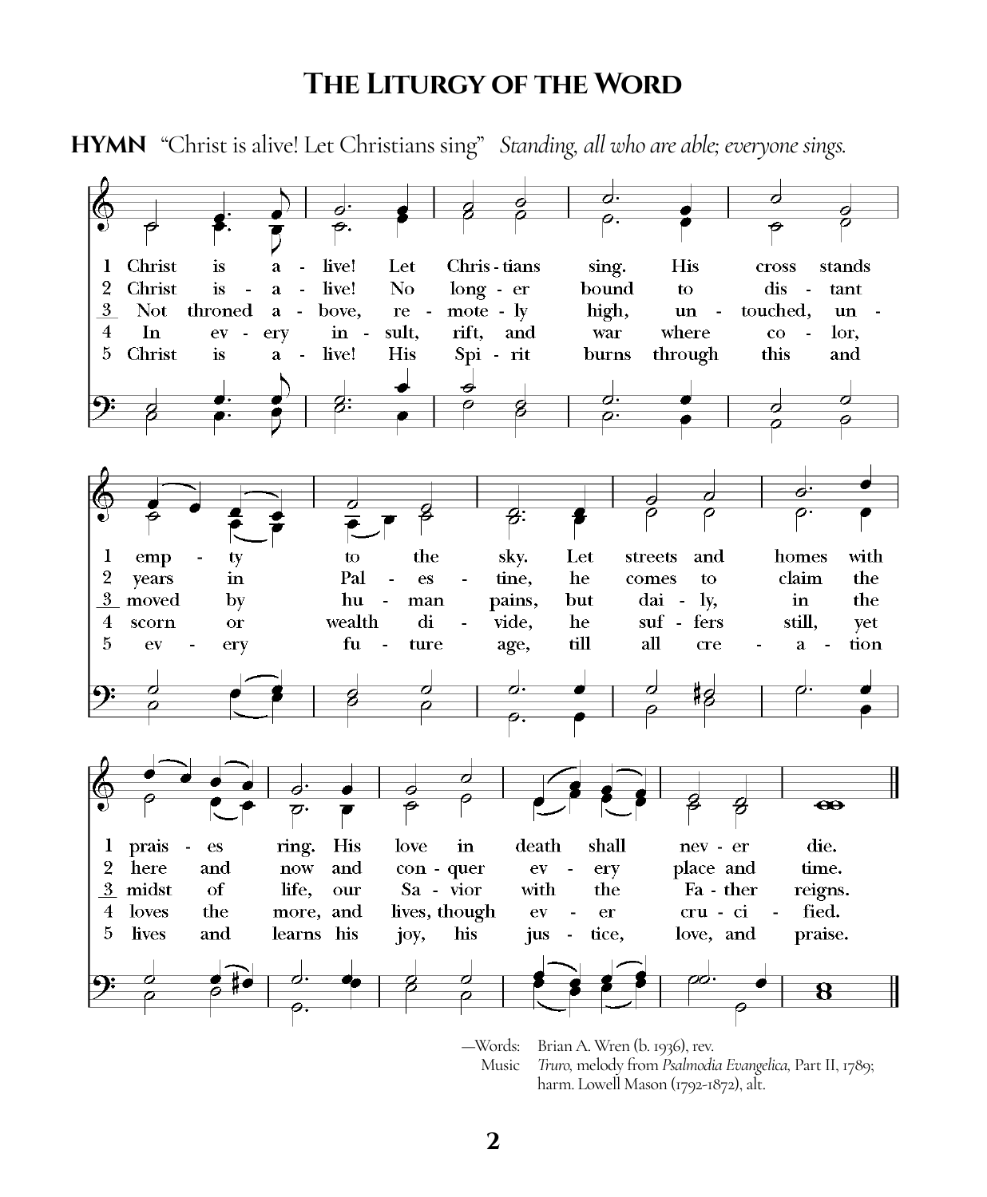# The Liturgy of the Word

**HYMN** "Christ is alive! Let Christians sing" *Standing, all who are able; everyone sings.*

1 Christ is a - live! Let Chris - tians sing. His cross stands emp - ty to the sky. Let streets and homes with prais - es ring. His love in death shall nev - er die.

2 Christ is - a - live! No long - er bound to dis - tant years in Pal - es - tine, he comes to claim the here and now and con - quer ev - ery place and time.

3 Not throned a - bove, re - mote - ly high, un - touched, un - moved by hu - man pains, but dai - ly, in the midst of life, our Sa - vior with the Fa - ther reigns.

4 In ev - ery in - sult, rift, and war where co - lor, scorn or wealth di - vide, he suf - fers still, yet loves the more, and lives, though ev - er cru - ci - fied.

5 Christ is a - live! His Spi - rit burns through this and ev - ery fu - ture age, till all cre - a - tion lives and learns his joy, his jus - tice, love, and praise.

—Words: Brian A. Wren (b. 1936), rev.
Music *Truro*, melody from *Psalmodia Evangelica*, Part II, 1789; harm. Lowell Mason (1792-1872), alt.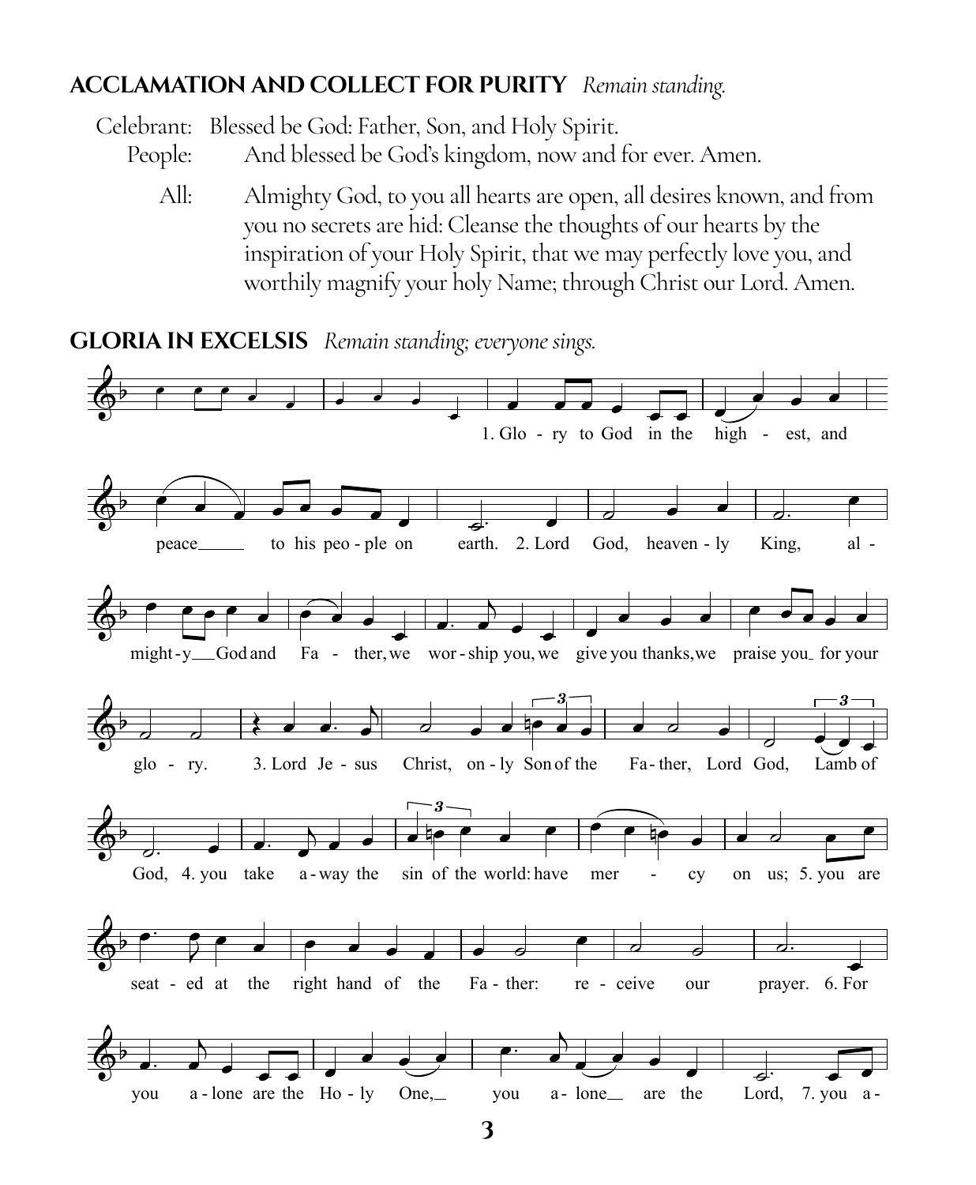## ACCLAMATION AND COLLECT FOR PURITY *Remain standing.*

Celebrant: Blessed be God: Father, Son, and Holy Spirit.

People: And blessed be God's kingdom, now and for ever. Amen.

All: Almighty God, to you all hearts are open, all desires known, and from you no secrets are hid: Cleanse the thoughts of our hearts by the inspiration of your Holy Spirit, that we may perfectly love you, and worthily magnify your holy Name; through Christ our Lord. Amen.

## GLORIA IN EXCELSIS *Remain standing; everyone sings.*

1. Glory to God in the highest, and peace to his people on earth. 2. Lord God, heavenly King, almighty God and Father, we worship you, we give you thanks, we praise you for your glory. 3. Lord Jesus Christ, only Son of the Father, Lord God, Lamb of God, 4. you take away the sin of the world: have mercy on us; 5. you are seated at the right hand of the Father: receive our prayer. 6. For you alone are the Holy One, you alone are the Lord, 7. you a-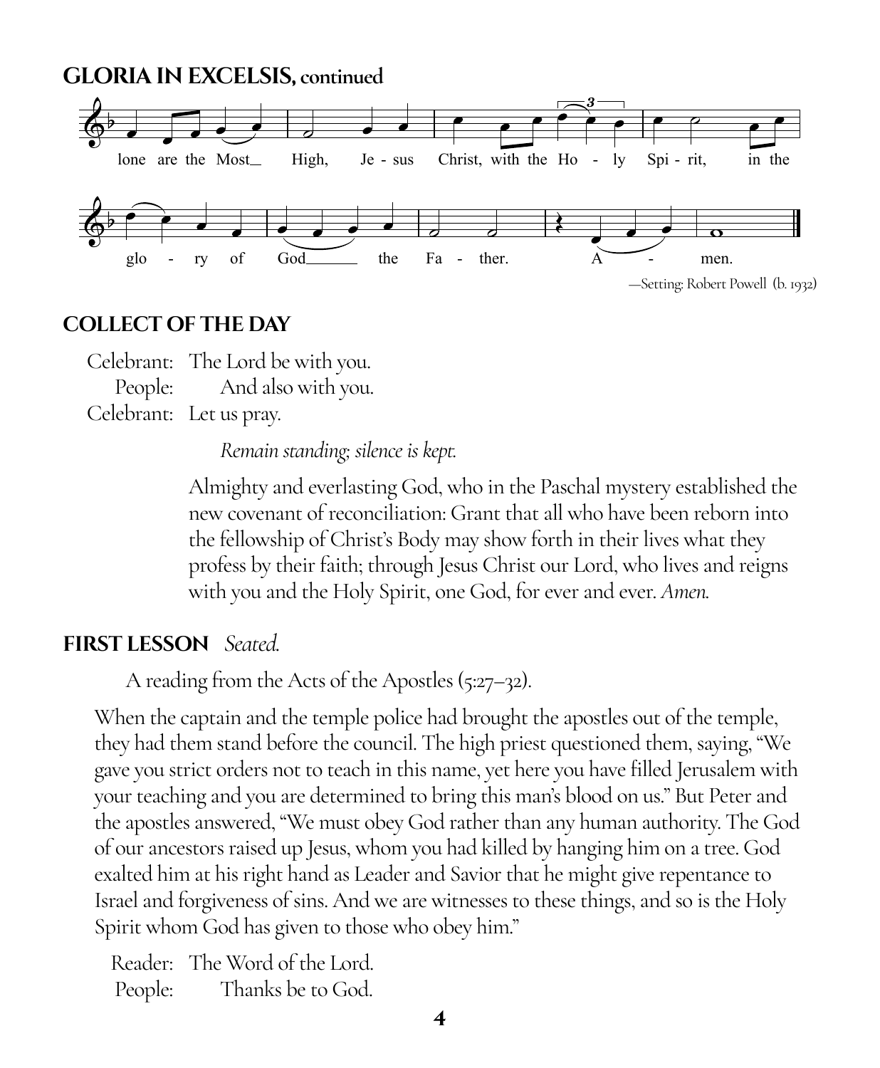## GLORIA IN EXCELSIS, continued

lone are the Most High, Jesus Christ, with the Holy Spirit, in the glory of God the Father. Amen.

—Setting: Robert Powell (b. 1932)

## COLLECT OF THE DAY

Celebrant: The Lord be with you.
People: **And also with you.**
Celebrant: Let us pray.

*Remain standing; silence is kept.*

Almighty and everlasting God, who in the Paschal mystery established the new covenant of reconciliation: Grant that all who have been reborn into the fellowship of Christ's Body may show forth in their lives what they profess by their faith; through Jesus Christ our Lord, who lives and reigns with you and the Holy Spirit, one God, for ever and ever. *Amen.*

## FIRST LESSON *Seated.*

A reading from the Acts of the Apostles (5:27–32).

When the captain and the temple police had brought the apostles out of the temple, they had them stand before the council. The high priest questioned them, saying, "We gave you strict orders not to teach in this name, yet here you have filled Jerusalem with your teaching and you are determined to bring this man's blood on us." But Peter and the apostles answered, "We must obey God rather than any human authority. The God of our ancestors raised up Jesus, whom you had killed by hanging him on a tree. God exalted him at his right hand as Leader and Savior that he might give repentance to Israel and forgiveness of sins. And we are witnesses to these things, and so is the Holy Spirit whom God has given to those who obey him."

Reader: The Word of the Lord.
People: **Thanks be to God.**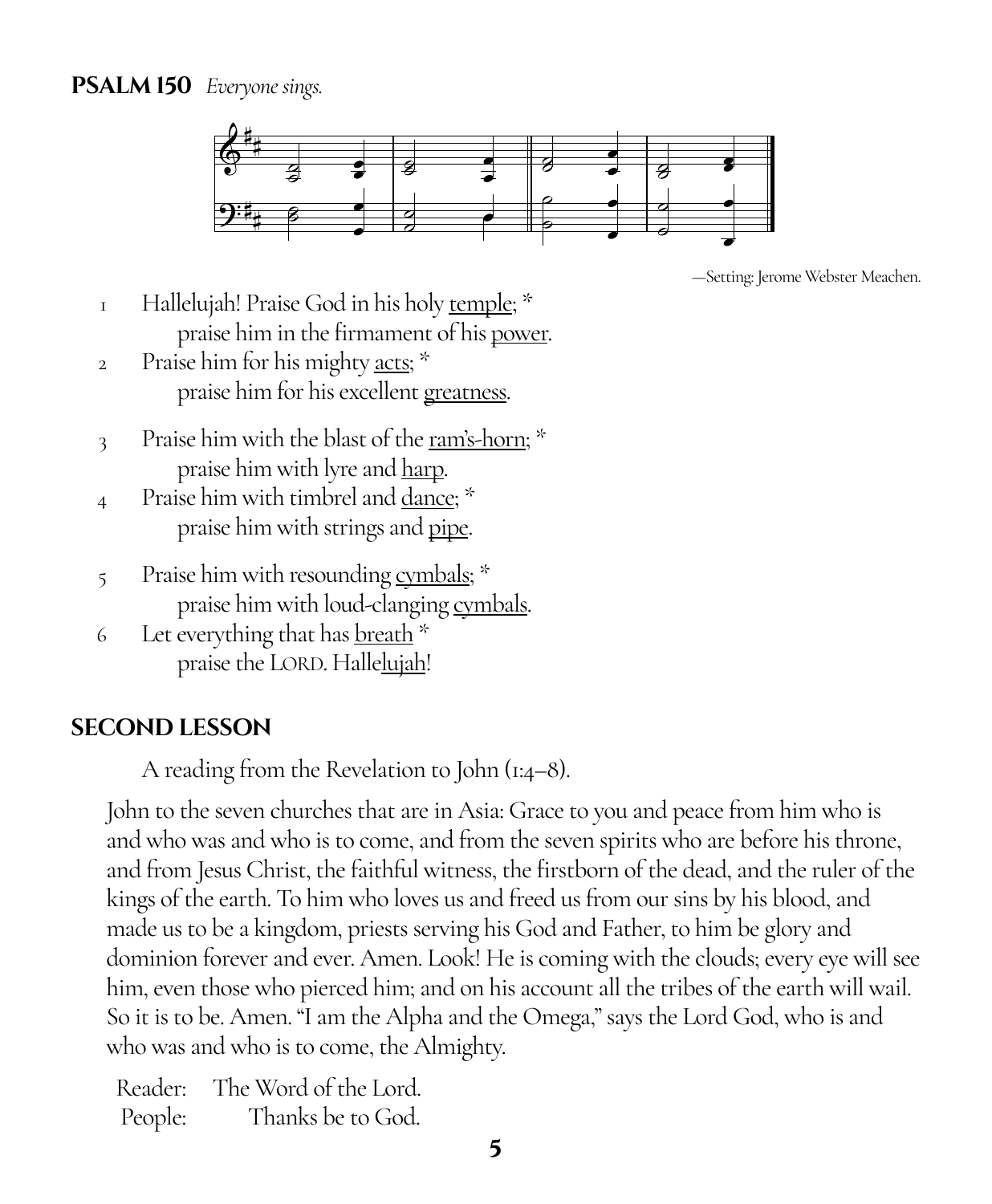**PSALM 150** *Everyone sings.*

—Setting: Jerome Webster Meachen.

1 Hallelujah! Praise God in his holy <u>temple</u>; *
 praise him in the firmament of his <u>power</u>.

2 Praise him for his mighty <u>acts</u>; *
 praise him for his excellent <u>greatness</u>.

3 Praise him with the blast of the <u>ram's-horn</u>; *
 praise him with lyre and <u>harp</u>.

4 Praise him with timbrel and <u>dance</u>; *
 praise him with strings and <u>pipe</u>.

5 Praise him with resounding <u>cymbals</u>; *
 praise him with loud-clanging <u>cymbals</u>.

6 Let everything that has <u>breath</u> *
 praise the LORD. Halle<u>lujah</u>!

## SECOND LESSON

A reading from the Revelation to John (1:4–8).

John to the seven churches that are in Asia: Grace to you and peace from him who is and who was and who is to come, and from the seven spirits who are before his throne, and from Jesus Christ, the faithful witness, the firstborn of the dead, and the ruler of the kings of the earth. To him who loves us and freed us from our sins by his blood, and made us to be a kingdom, priests serving his God and Father, to him be glory and dominion forever and ever. Amen. Look! He is coming with the clouds; every eye will see him, even those who pierced him; and on his account all the tribes of the earth will wail. So it is to be. Amen. "I am the Alpha and the Omega," says the Lord God, who is and who was and who is to come, the Almighty.

Reader: The Word of the Lord.
People: **Thanks be to God.**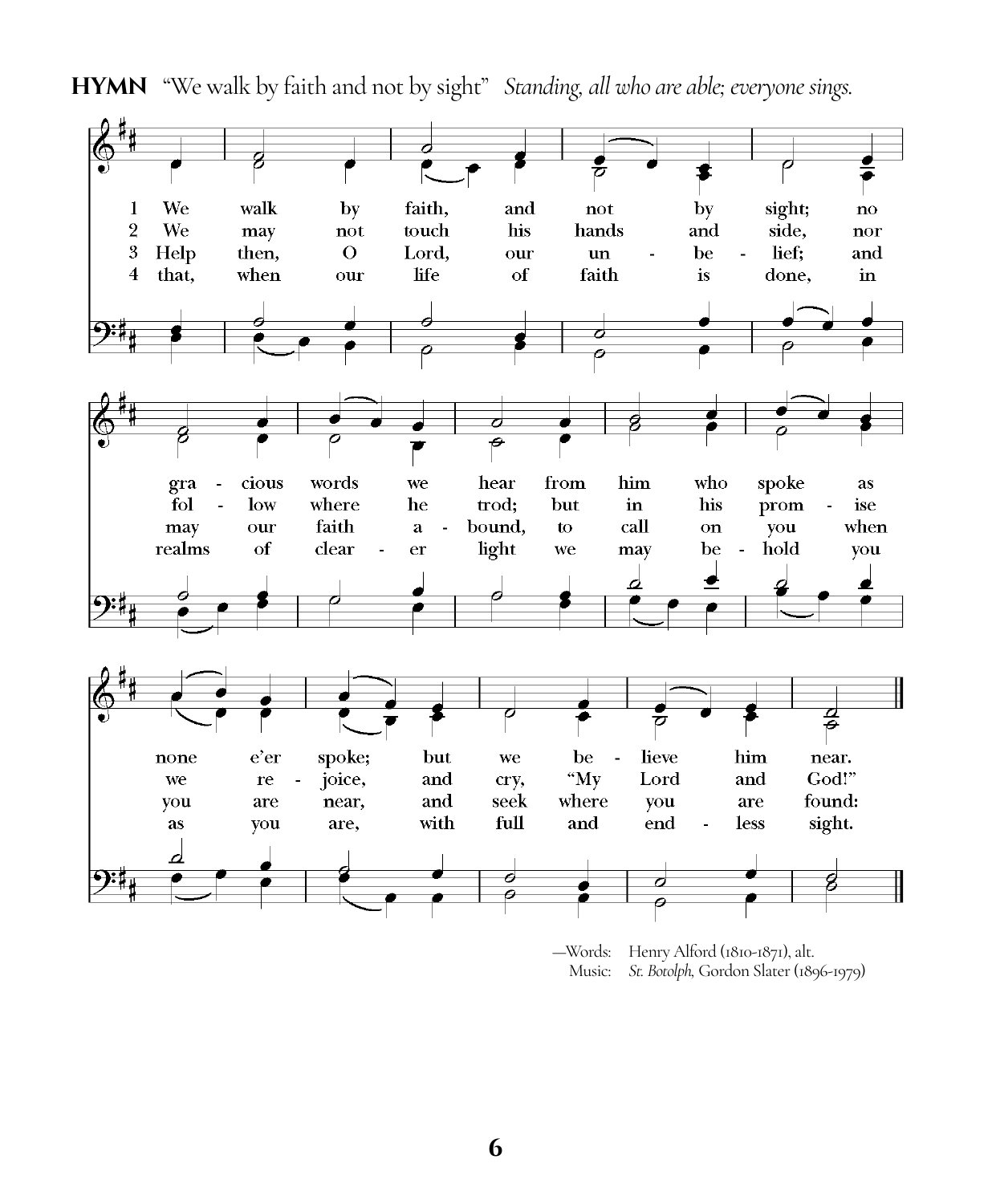**HYMN** "We walk by faith and not by sight" *Standing, all who are able; everyone sings.*

1 We walk by faith, and not by sight; no gracious words we hear from him who spoke as none e'er spoke; but we believe him near.

2 We may not touch his hands and side, nor follow where he trod; but in his promise we rejoice, and cry, "My Lord and God!"

3 Help then, O Lord, our unbelief; and may our faith abound, to call on you when you are near, and seek where you are found:

4 that, when our life of faith is done, in realms of clearer light we may behold you as you are, with full and endless sight.

—Words: Henry Alford (1810-1871), alt.
Music: *St. Botolph*, Gordon Slater (1896-1979)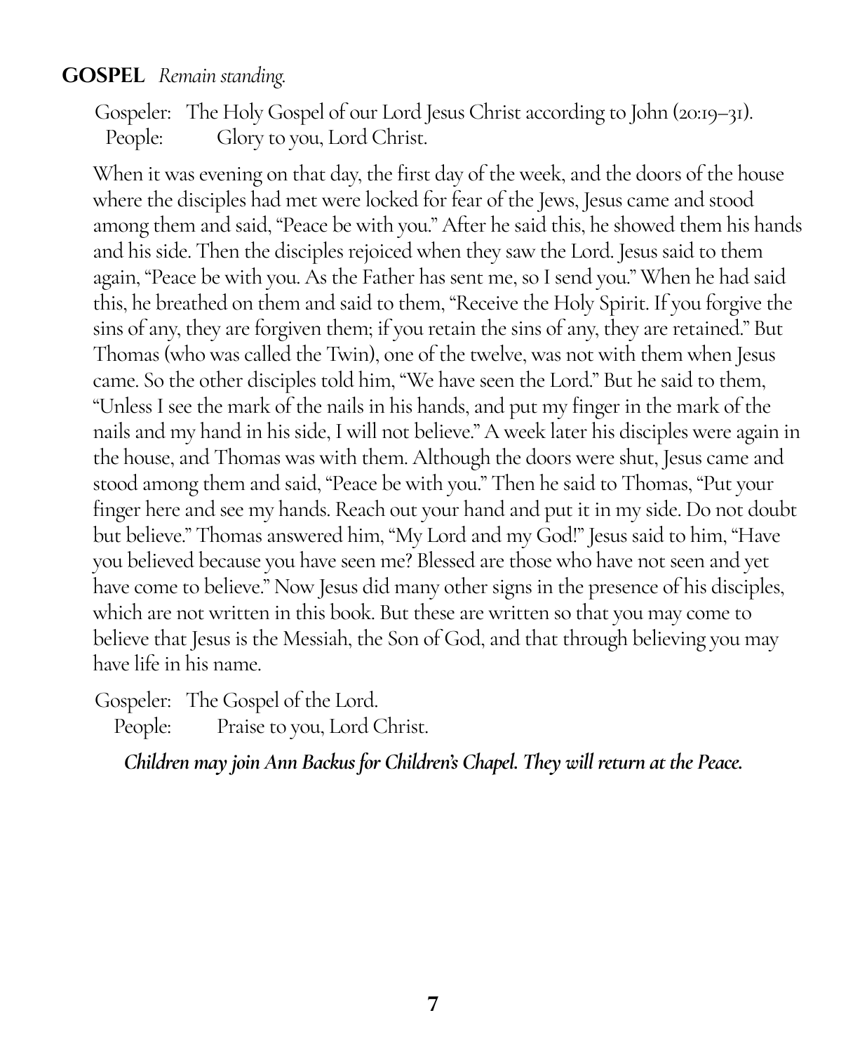**GOSPEL** *Remain standing.*

Gospeler: The Holy Gospel of our Lord Jesus Christ according to John (20:19–31).
People: Glory to you, Lord Christ.

When it was evening on that day, the first day of the week, and the doors of the house where the disciples had met were locked for fear of the Jews, Jesus came and stood among them and said, "Peace be with you." After he said this, he showed them his hands and his side. Then the disciples rejoiced when they saw the Lord. Jesus said to them again, "Peace be with you. As the Father has sent me, so I send you." When he had said this, he breathed on them and said to them, "Receive the Holy Spirit. If you forgive the sins of any, they are forgiven them; if you retain the sins of any, they are retained." But Thomas (who was called the Twin), one of the twelve, was not with them when Jesus came. So the other disciples told him, "We have seen the Lord." But he said to them, "Unless I see the mark of the nails in his hands, and put my finger in the mark of the nails and my hand in his side, I will not believe." A week later his disciples were again in the house, and Thomas was with them. Although the doors were shut, Jesus came and stood among them and said, "Peace be with you." Then he said to Thomas, "Put your finger here and see my hands. Reach out your hand and put it in my side. Do not doubt but believe." Thomas answered him, "My Lord and my God!" Jesus said to him, "Have you believed because you have seen me? Blessed are those who have not seen and yet have come to believe." Now Jesus did many other signs in the presence of his disciples, which are not written in this book. But these are written so that you may come to believe that Jesus is the Messiah, the Son of God, and that through believing you may have life in his name.

Gospeler: The Gospel of the Lord.
People: Praise to you, Lord Christ.

***Children may join Ann Backus for Children's Chapel. They will return at the Peace.***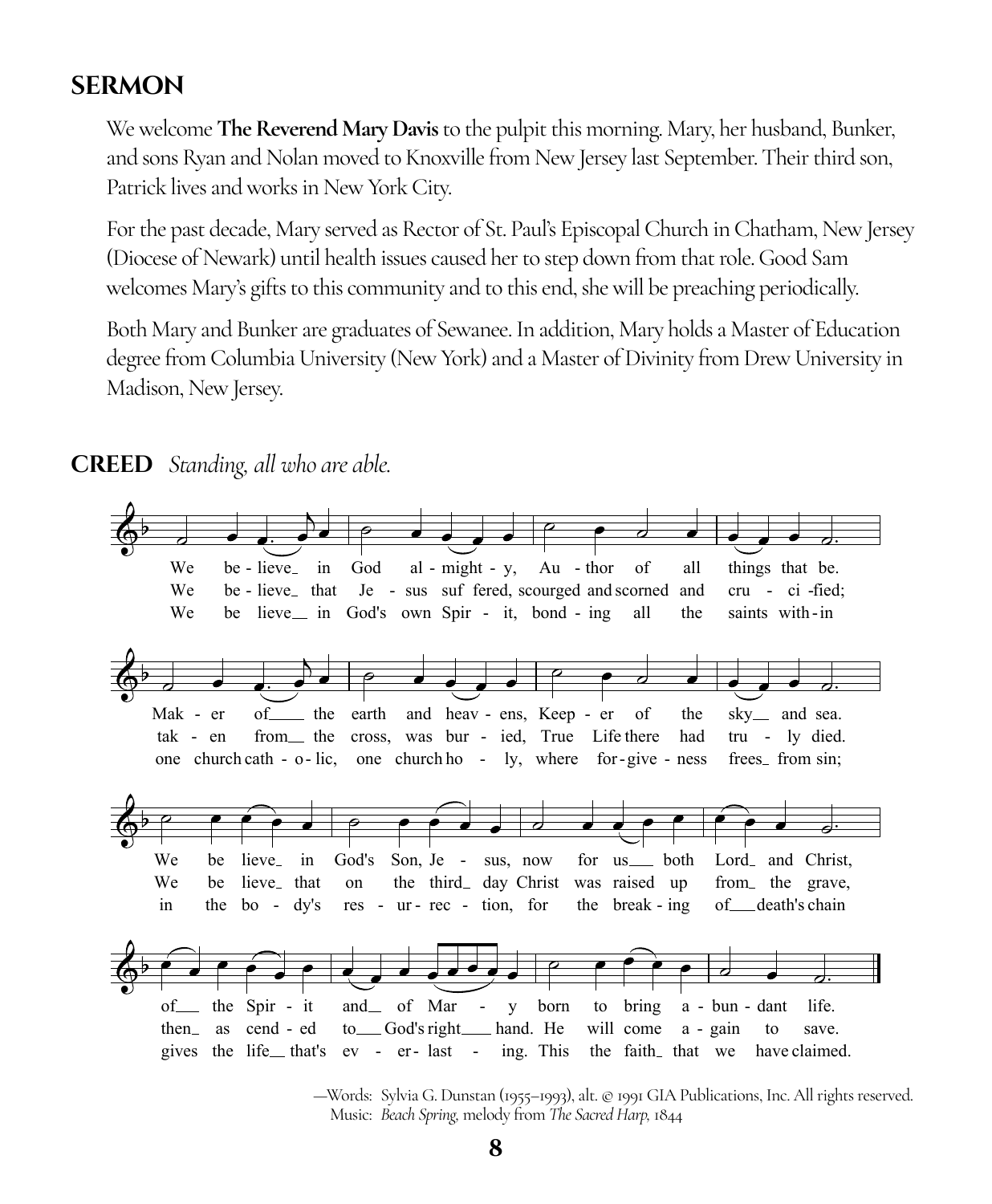## SERMON

We welcome **The Reverend Mary Davis** to the pulpit this morning. Mary, her husband, Bunker, and sons Ryan and Nolan moved to Knoxville from New Jersey last September. Their third son, Patrick lives and works in New York City.

For the past decade, Mary served as Rector of St. Paul's Episcopal Church in Chatham, New Jersey (Diocese of Newark) until health issues caused her to step down from that role. Good Sam welcomes Mary's gifts to this community and to this end, she will be preaching periodically.

Both Mary and Bunker are graduates of Sewanee. In addition, Mary holds a Master of Education degree from Columbia University (New York) and a Master of Divinity from Drew University in Madison, New Jersey.

## CREED *Standing, all who are able.*

We believe in God almighty, Author of all things that be.
Maker of the earth and heavens, Keeper of the sky and sea.
We believe in God's Son, Jesus, now for us both Lord and Christ,
of the Spirit and of Mary born to bring abundant life.

We believe that Jesus suffered, scourged and scorned and crucified;
taken from the cross, was buried, True Life there had truly died.
We believe that on the third day Christ was raised up from the grave,
then ascended to God's right hand. He will come again to save.

We believe in God's own Spirit, bonding all the saints within
one church catholic, one church holy, where forgiveness frees from sin;
in the body's resurrection, for the breaking of death's chain
gives the life that's everlasting. This the faith that we have claimed.

—Words: Sylvia G. Dunstan (1955–1993), alt. © 1991 GIA Publications, Inc. All rights reserved.
Music: *Beach Spring,* melody from *The Sacred Harp,* 1844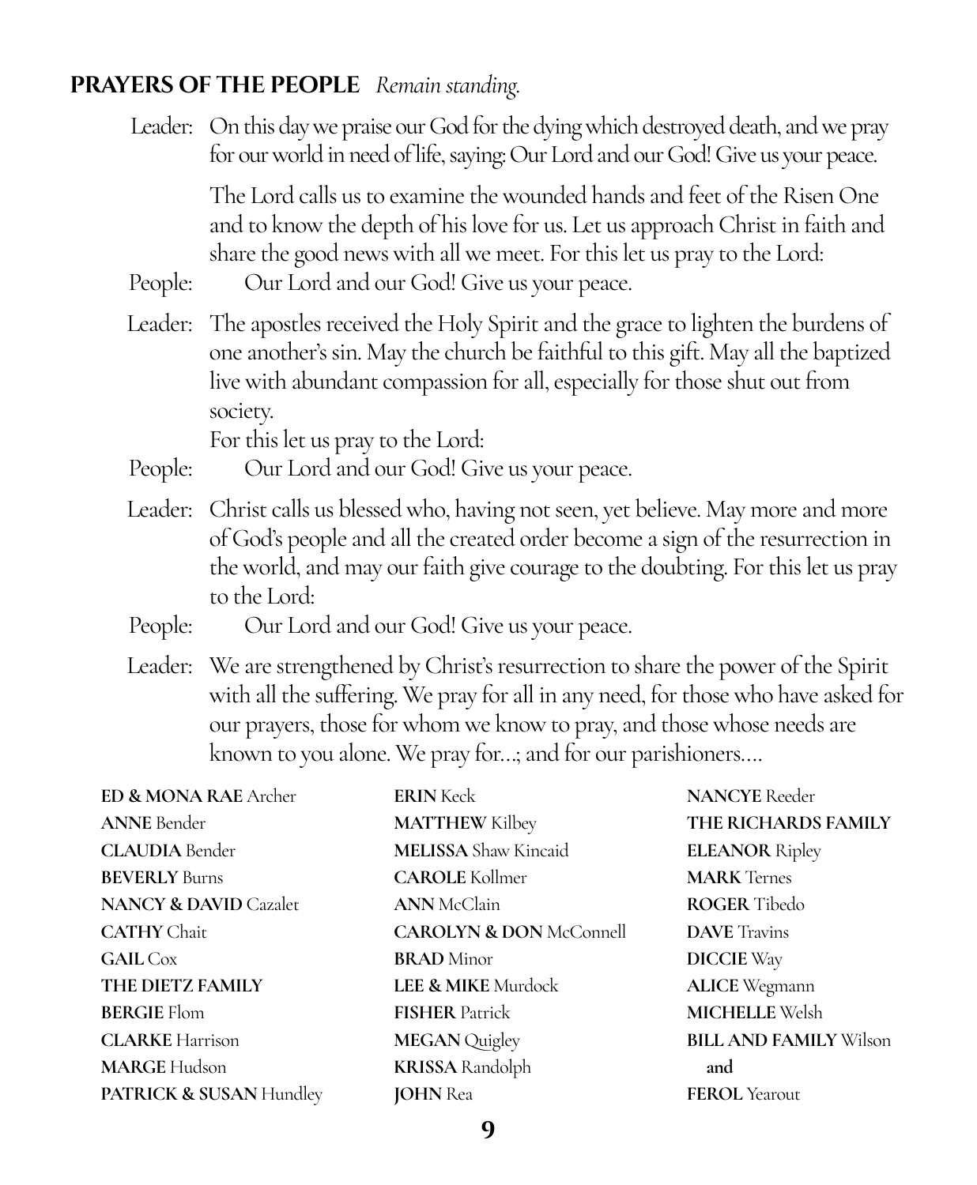## PRAYERS OF THE PEOPLE *Remain standing.*

Leader: On this day we praise our God for the dying which destroyed death, and we pray for our world in need of life, saying: Our Lord and our God! Give us your peace.

The Lord calls us to examine the wounded hands and feet of the Risen One and to know the depth of his love for us. Let us approach Christ in faith and share the good news with all we meet. For this let us pray to the Lord:

People: Our Lord and our God! Give us your peace.

Leader: The apostles received the Holy Spirit and the grace to lighten the burdens of one another's sin. May the church be faithful to this gift. May all the baptized live with abundant compassion for all, especially for those shut out from society.
For this let us pray to the Lord:

People: Our Lord and our God! Give us your peace.

Leader: Christ calls us blessed who, having not seen, yet believe. May more and more of God's people and all the created order become a sign of the resurrection in the world, and may our faith give courage to the doubting. For this let us pray to the Lord:

People: Our Lord and our God! Give us your peace.

Leader: We are strengthened by Christ's resurrection to share the power of the Spirit with all the suffering. We pray for all in any need, for those who have asked for our prayers, those for whom we know to pray, and those whose needs are known to you alone. We pray for…; and for our parishioners….

**ED & MONA RAE** Archer
**ANNE** Bender
**CLAUDIA** Bender
**BEVERLY** Burns
**NANCY & DAVID** Cazalet
**CATHY** Chait
**GAIL** Cox
**THE DIETZ FAMILY**
**BERGIE** Flom
**CLARKE** Harrison
**MARGE** Hudson
**PATRICK & SUSAN** Hundley
**ERIN** Keck
**MATTHEW** Kilbey
**MELISSA** Shaw Kincaid
**CAROLE** Kollmer
**ANN** McClain
**CAROLYN & DON** McConnell
**BRAD** Minor
**LEE & MIKE** Murdock
**FISHER** Patrick
**MEGAN** Quigley
**KRISSA** Randolph
**JOHN** Rea
**NANCYE** Reeder
**THE RICHARDS FAMILY**
**ELEANOR** Ripley
**MARK** Ternes
**ROGER** Tibedo
**DAVE** Travins
**DICCIE** Way
**ALICE** Wegmann
**MICHELLE** Welsh
**BILL AND FAMILY** Wilson
**and**
**FEROL** Yearout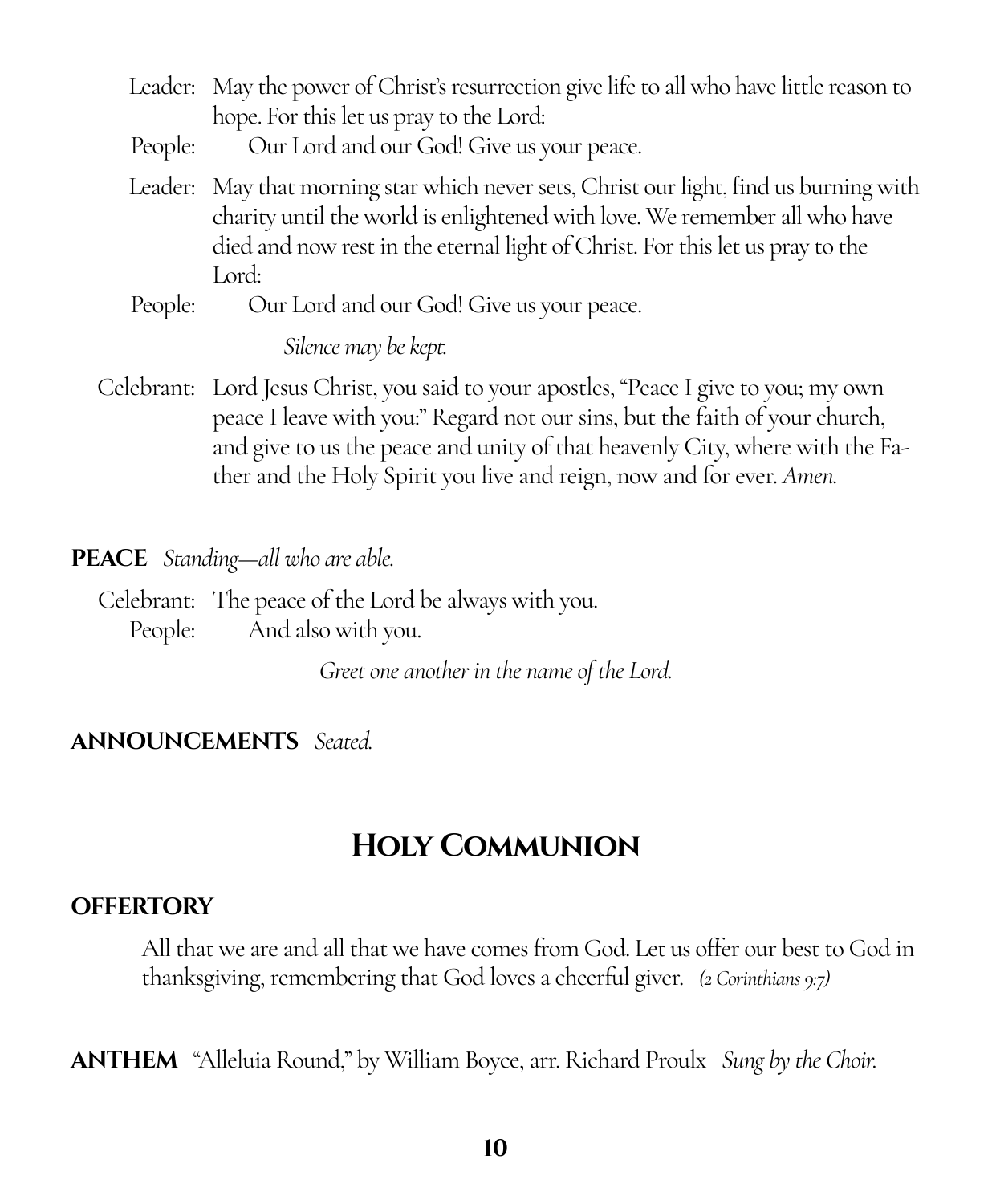Leader: May the power of Christ's resurrection give life to all who have little reason to hope. For this let us pray to the Lord:

People: **Our Lord and our God! Give us your peace.**

Leader: May that morning star which never sets, Christ our light, find us burning with charity until the world is enlightened with love. We remember all who have died and now rest in the eternal light of Christ. For this let us pray to the Lord:

People: **Our Lord and our God! Give us your peace.**

*Silence may be kept.*

Celebrant: Lord Jesus Christ, you said to your apostles, "Peace I give to you; my own peace I leave with you:" Regard not our sins, but the faith of your church, and give to us the peace and unity of that heavenly City, where with the Father and the Holy Spirit you live and reign, now and for ever. *Amen.*

**PEACE** *Standing—all who are able.*

Celebrant: The peace of the Lord be always with you.

People: **And also with you.**

*Greet one another in the name of the Lord.*

**ANNOUNCEMENTS** *Seated.*

# Holy Communion

**OFFERTORY**

All that we are and all that we have comes from God. Let us offer our best to God in thanksgiving, remembering that God loves a cheerful giver. *(2 Corinthians 9:7)*

**ANTHEM** "Alleluia Round," by William Boyce, arr. Richard Proulx *Sung by the Choir.*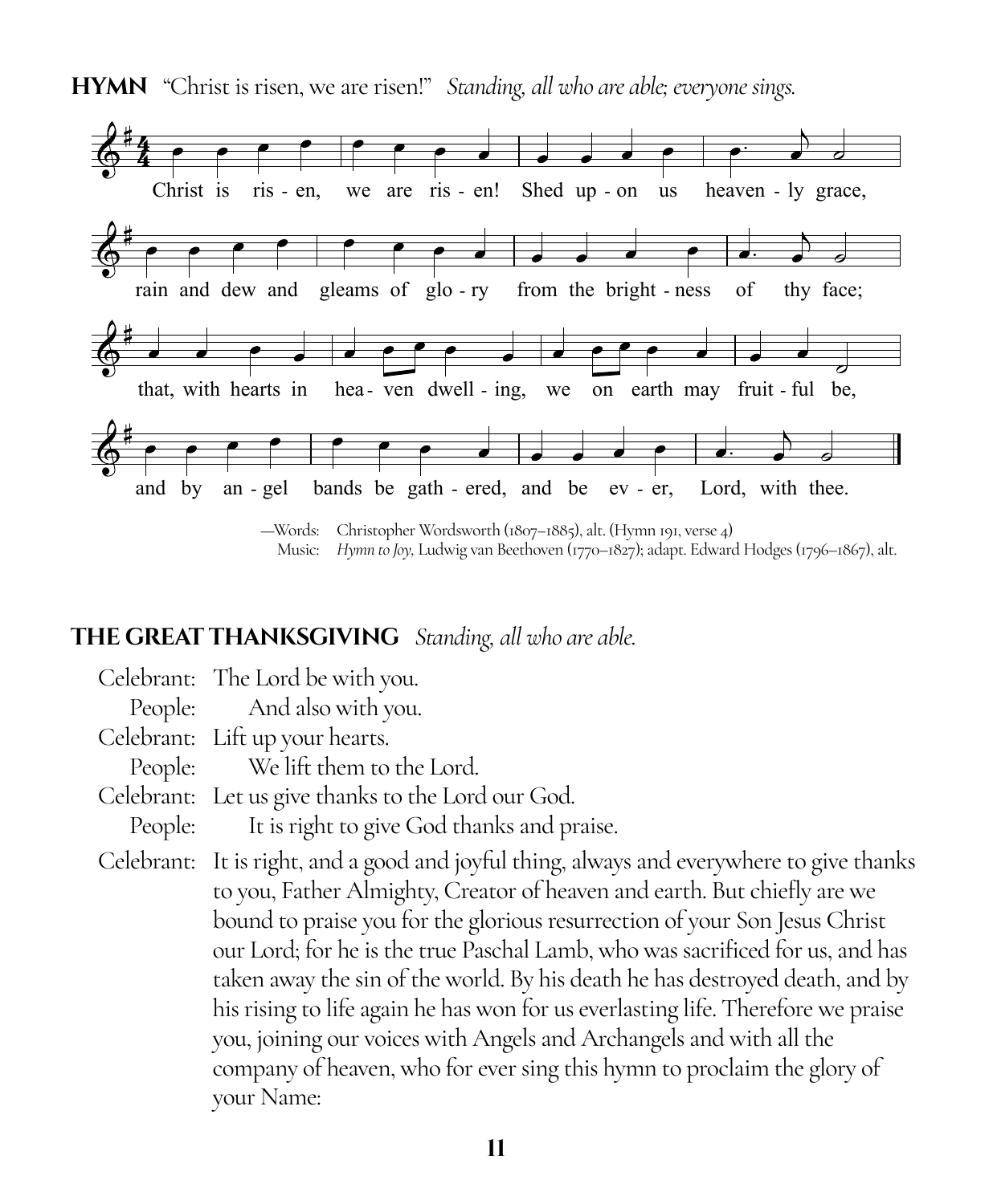**HYMN** "Christ is risen, we are risen!" *Standing, all who are able; everyone sings.*

Christ is risen, we are risen! Shed upon us heavenly grace,
rain and dew and gleams of glory from the brightness of thy face;
that, with hearts in heaven dwelling, we on earth may fruitful be,
and by angel bands be gathered, and be ever, Lord, with thee.

—Words: Christopher Wordsworth (1807–1885), alt. (Hymn 191, verse 4)
Music: *Hymn to Joy,* Ludwig van Beethoven (1770–1827); adapt. Edward Hodges (1796–1867), alt.

## THE GREAT THANKSGIVING *Standing, all who are able.*

Celebrant: The Lord be with you.
People: **And also with you.**
Celebrant: Lift up your hearts.
People: **We lift them to the Lord.**
Celebrant: Let us give thanks to the Lord our God.
People: **It is right to give God thanks and praise.**

Celebrant: It is right, and a good and joyful thing, always and everywhere to give thanks to you, Father Almighty, Creator of heaven and earth. But chiefly are we bound to praise you for the glorious resurrection of your Son Jesus Christ our Lord; for he is the true Paschal Lamb, who was sacrificed for us, and has taken away the sin of the world. By his death he has destroyed death, and by his rising to life again he has won for us everlasting life. Therefore we praise you, joining our voices with Angels and Archangels and with all the company of heaven, who for ever sing this hymn to proclaim the glory of your Name: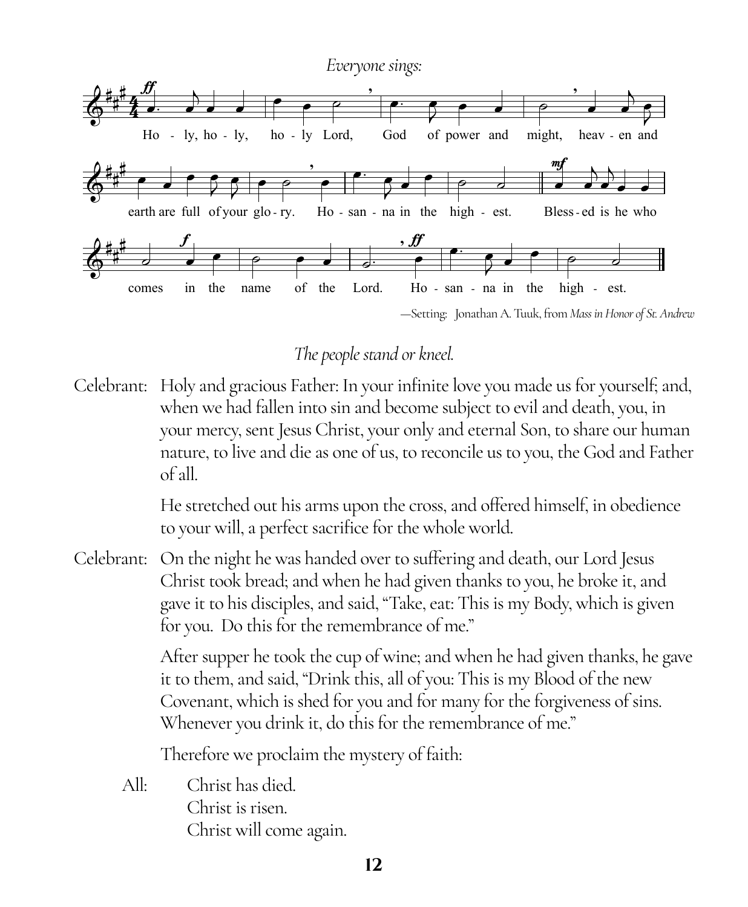*Everyone sings:*

Holy, holy, holy Lord, God of power and might, heaven and earth are full of your glory. Hosanna in the highest. Blessed is he who comes in the name of the Lord. Hosanna in the highest.

—Setting: Jonathan A. Tuuk, from *Mass in Honor of St. Andrew*

*The people stand or kneel.*

Celebrant: Holy and gracious Father: In your infinite love you made us for yourself; and, when we had fallen into sin and become subject to evil and death, you, in your mercy, sent Jesus Christ, your only and eternal Son, to share our human nature, to live and die as one of us, to reconcile us to you, the God and Father of all.

He stretched out his arms upon the cross, and offered himself, in obedience to your will, a perfect sacrifice for the whole world.

Celebrant: On the night he was handed over to suffering and death, our Lord Jesus Christ took bread; and when he had given thanks to you, he broke it, and gave it to his disciples, and said, "Take, eat: This is my Body, which is given for you. Do this for the remembrance of me."

After supper he took the cup of wine; and when he had given thanks, he gave it to them, and said, "Drink this, all of you: This is my Blood of the new Covenant, which is shed for you and for many for the forgiveness of sins. Whenever you drink it, do this for the remembrance of me."

Therefore we proclaim the mystery of faith:

All: Christ has died.
Christ is risen.
Christ will come again.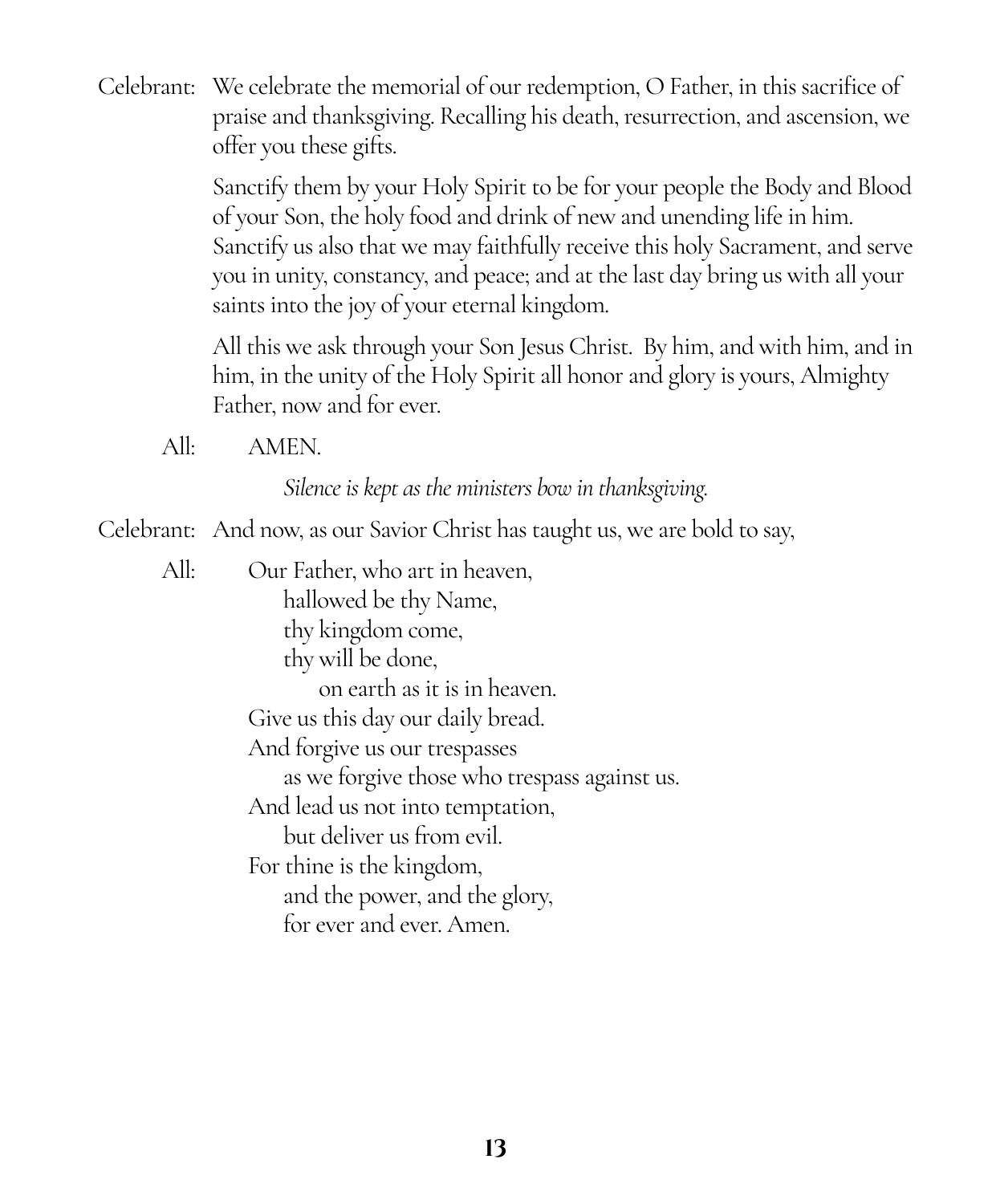Celebrant: We celebrate the memorial of our redemption, O Father, in this sacrifice of praise and thanksgiving. Recalling his death, resurrection, and ascension, we offer you these gifts.

Sanctify them by your Holy Spirit to be for your people the Body and Blood of your Son, the holy food and drink of new and unending life in him. Sanctify us also that we may faithfully receive this holy Sacrament, and serve you in unity, constancy, and peace; and at the last day bring us with all your saints into the joy of your eternal kingdom.

All this we ask through your Son Jesus Christ. By him, and with him, and in him, in the unity of the Holy Spirit all honor and glory is yours, Almighty Father, now and for ever.

All: AMEN.

*Silence is kept as the ministers bow in thanksgiving.*

Celebrant: And now, as our Savior Christ has taught us, we are bold to say,

All: Our Father, who art in heaven,  
hallowed be thy Name,  
thy kingdom come,  
thy will be done,  
on earth as it is in heaven.  
Give us this day our daily bread.  
And forgive us our trespasses  
as we forgive those who trespass against us.  
And lead us not into temptation,  
but deliver us from evil.  
For thine is the kingdom,  
and the power, and the glory,  
for ever and ever. Amen.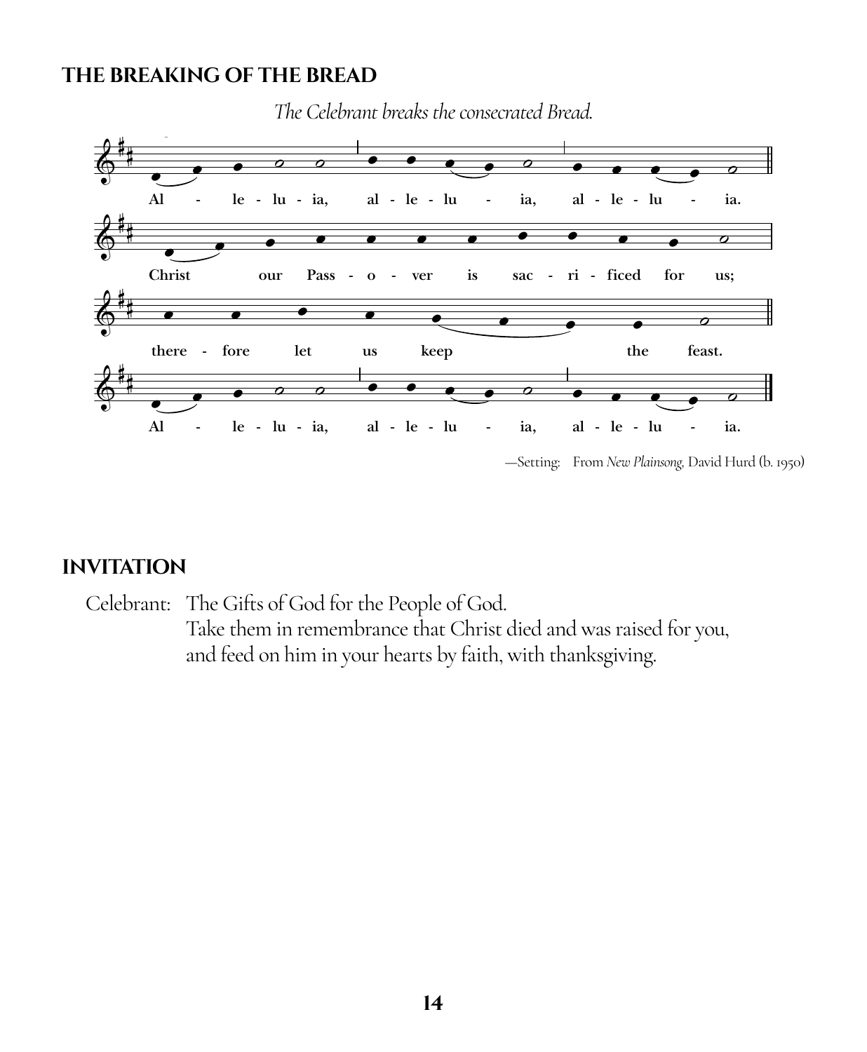## THE BREAKING OF THE BREAD

*The Celebrant breaks the consecrated Bread.*

Al - le - lu - ia, al - le - lu - ia, al - le - lu - ia.

Christ our Pass - o - ver is sac - ri - ficed for us;

there - fore let us keep the feast.

Al - le - lu - ia, al - le - lu - ia, al - le - lu - ia.

—Setting: From *New Plainsong,* David Hurd (b. 1950)

## INVITATION

Celebrant: The Gifts of God for the People of God.
Take them in remembrance that Christ died and was raised for you,
and feed on him in your hearts by faith, with thanksgiving.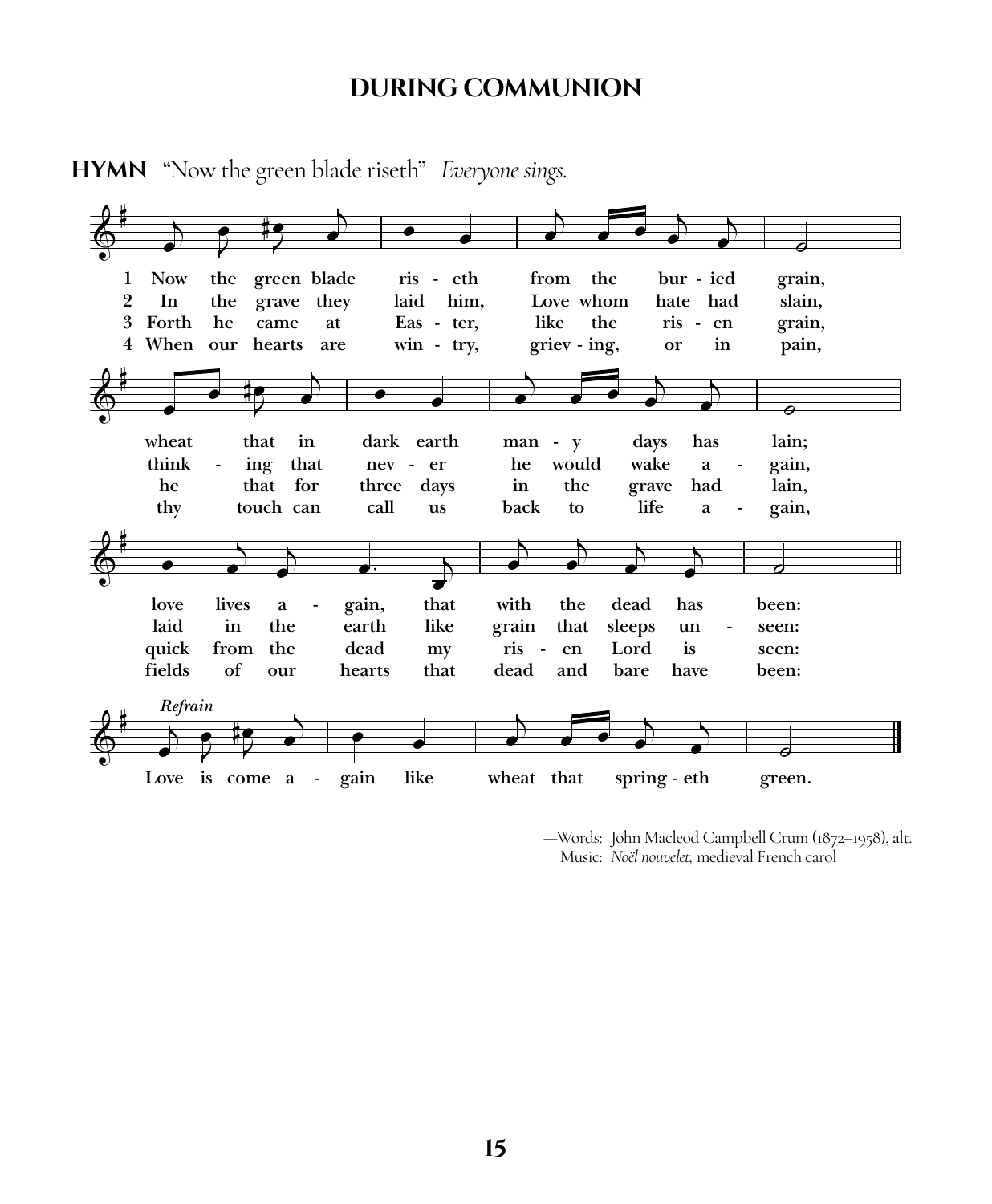# DURING COMMUNION

**HYMN** "Now the green blade riseth" *Everyone sings.*

1 Now the green blade riseth from the buried grain,
wheat that in dark earth many days has lain;
love lives again, that with the dead has been:

2 In the grave they laid him, Love whom hate had slain,
thinking that never he would wake again,
laid in the earth like grain that sleeps unseen:

3 Forth he came at Easter, like the risen grain,
he that for three days in the grave had lain,
quick from the dead my risen Lord is seen:

4 When our hearts are wintry, grieving, or in pain,
thy touch can call us back to life again,
fields of our hearts that dead and bare have been:

*Refrain*
Love is come again like wheat that springeth green.

—Words: John Macleod Campbell Crum (1872–1958), alt.
Music: *Noël nouvelet,* medieval French carol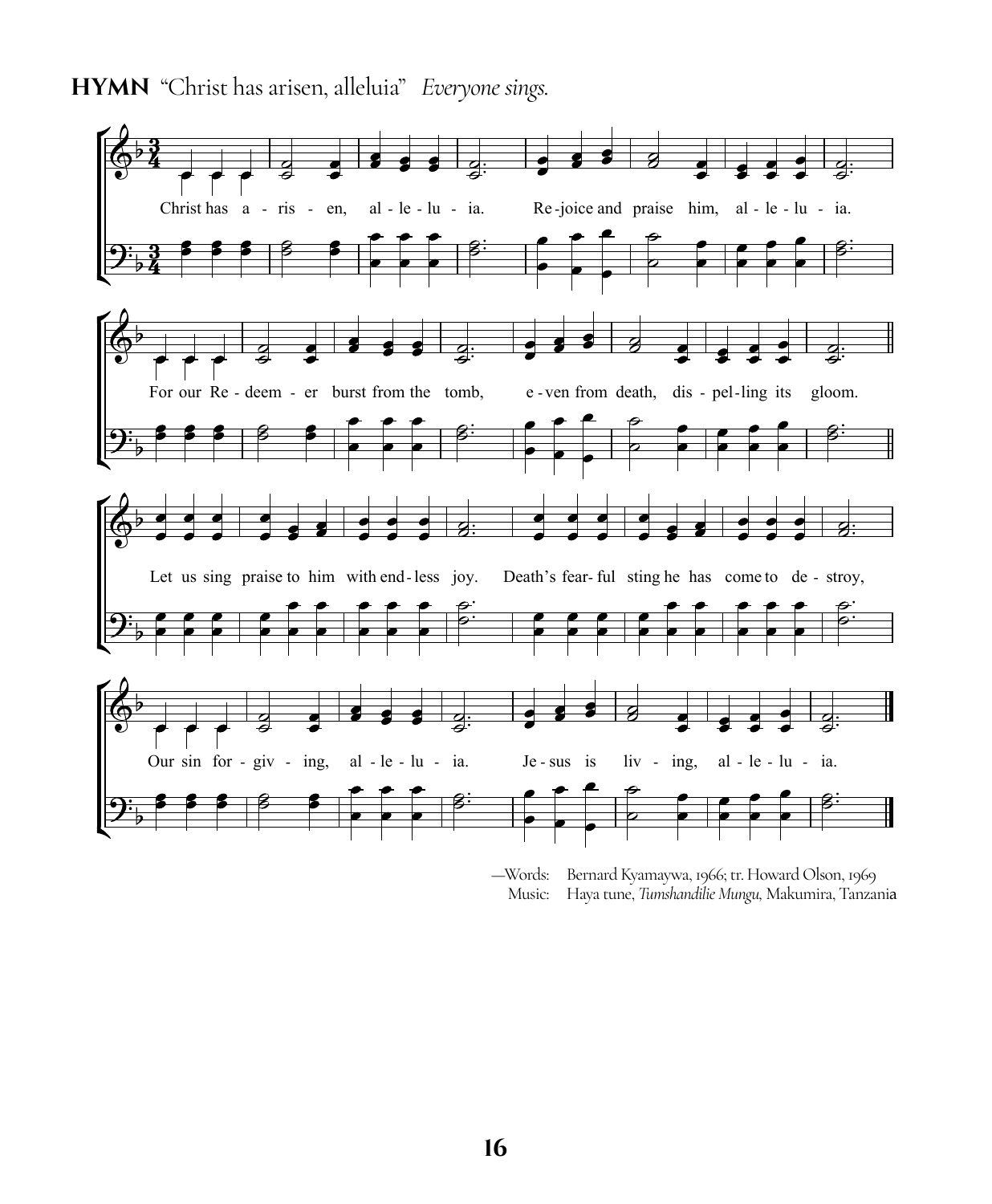**HYMN** "Christ has arisen, alleluia" *Everyone sings.*

Christ has a - ris - en, al - le - lu - ia. Re-joice and praise him, al - le - lu - ia.

For our Re - deem - er burst from the tomb, e - ven from death, dis - pel-ling its gloom.

Let us sing praise to him with end-less joy. Death's fear-ful sting he has come to de - stroy,

Our sin for - giv - ing, al - le - lu - ia. Je - sus is liv - ing, al - le - lu - ia.

—Words: Bernard Kyamaywa, 1966; tr. Howard Olson, 1969
Music: Haya tune, *Tumshandilie Mungu,* Makumira, Tanzania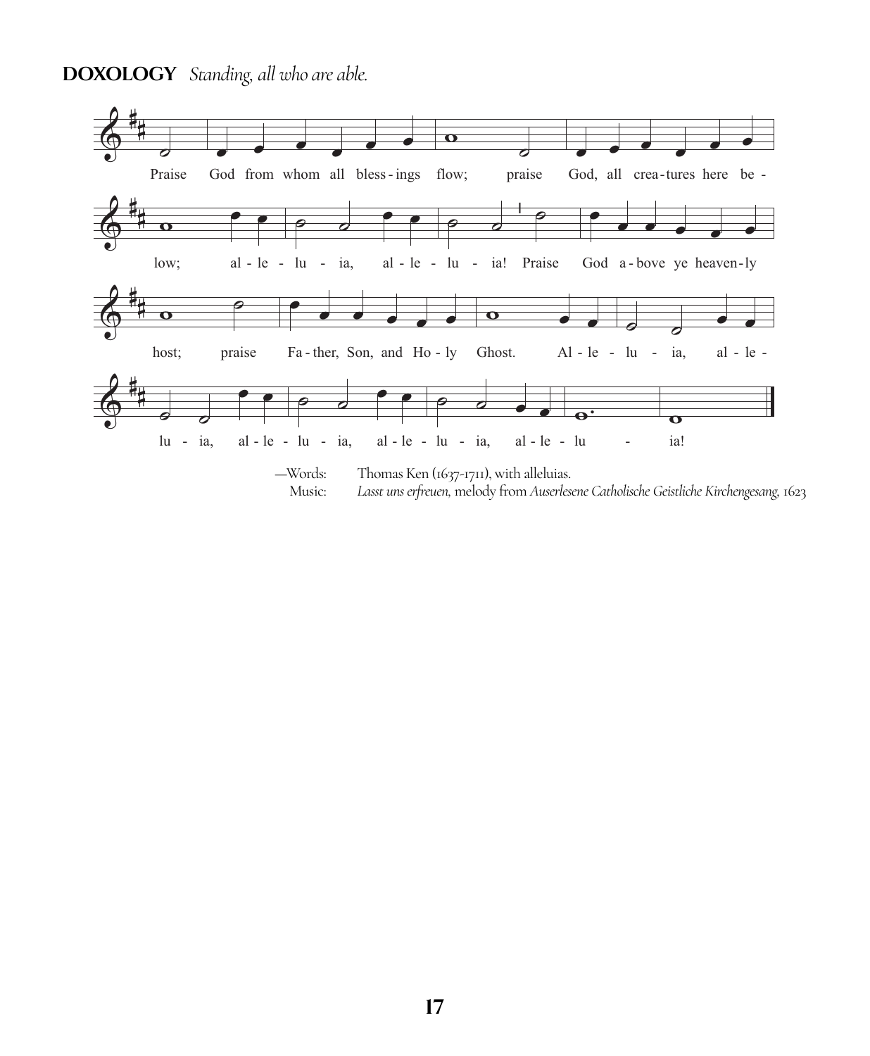**DOXOLOGY** *Standing, all who are able.*

Praise God from whom all bless-ings flow; praise God, all crea-tures here be-low; al-le-lu-ia, al-le-lu-ia! Praise God a-bove ye heaven-ly host; praise Fa-ther, Son, and Ho-ly Ghost. Al-le-lu-ia, al-le-lu-ia, al-le-lu-ia, al-le-lu-ia, al-le-lu-ia!

—Words: Thomas Ken (1637-1711), with alleluias.
Music: *Lasst uns erfreuen,* melody from *Auserlesene Catholische Geistliche Kirchengesang,* 1623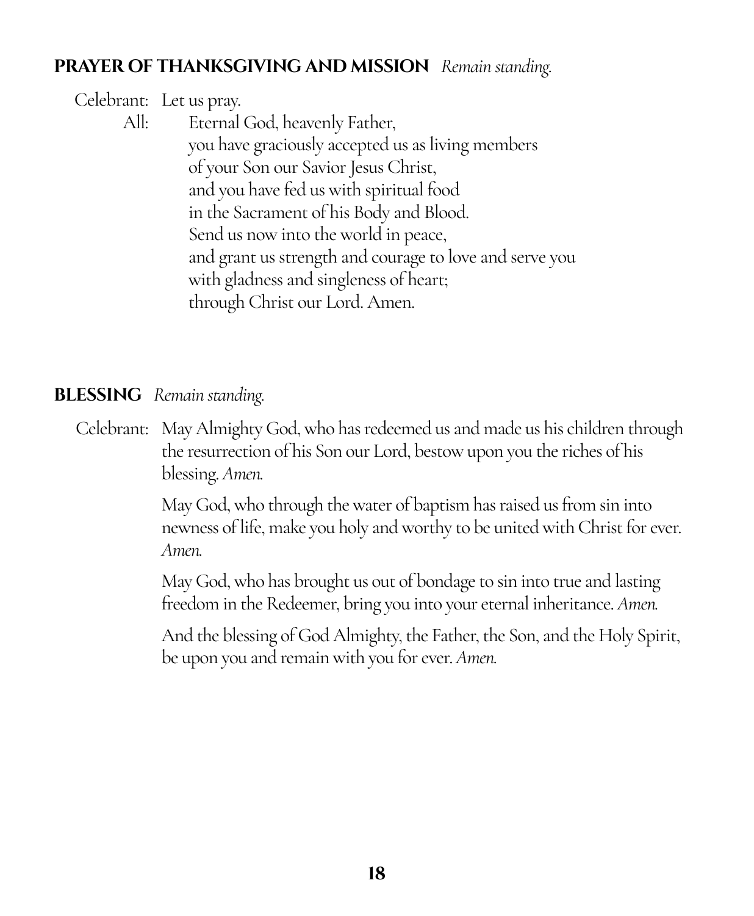**PRAYER OF THANKSGIVING AND MISSION** *Remain standing.*

Celebrant: Let us pray.

All: Eternal God, heavenly Father,
you have graciously accepted us as living members
of your Son our Savior Jesus Christ,
and you have fed us with spiritual food
in the Sacrament of his Body and Blood.
Send us now into the world in peace,
and grant us strength and courage to love and serve you
with gladness and singleness of heart;
through Christ our Lord. Amen.

**BLESSING** *Remain standing.*

Celebrant: May Almighty God, who has redeemed us and made us his children through the resurrection of his Son our Lord, bestow upon you the riches of his blessing. *Amen.*

May God, who through the water of baptism has raised us from sin into newness of life, make you holy and worthy to be united with Christ for ever. *Amen.*

May God, who has brought us out of bondage to sin into true and lasting freedom in the Redeemer, bring you into your eternal inheritance. *Amen.*

And the blessing of God Almighty, the Father, the Son, and the Holy Spirit, be upon you and remain with you for ever. *Amen.*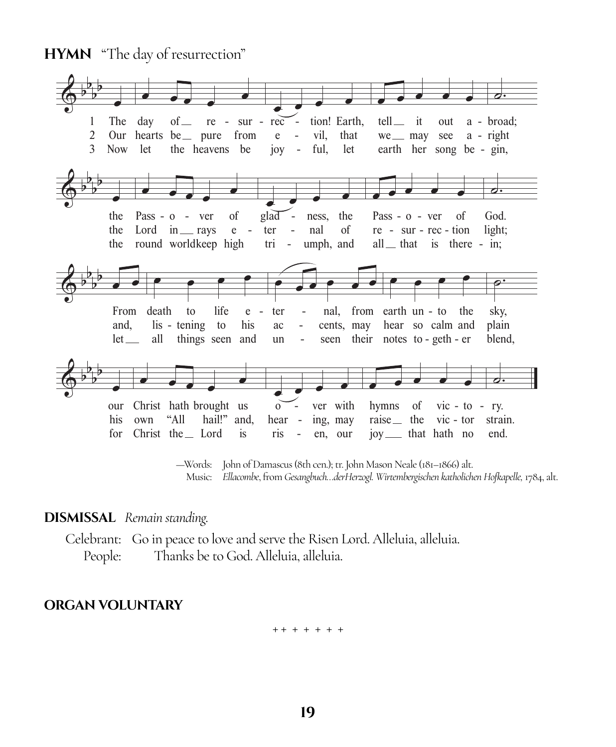**HYMN** "The day of resurrection"

1 The day of re-surrection! Earth, tell it out abroad;
the Passover of gladness, the Passover of God.
From death to life eternal, from earth unto the sky,
our Christ hath brought us over with hymns of victory.

2 Our hearts be pure from evil, that we may see aright
the Lord in rays eternal of resurrection light;
and, listening to his accents, may hear so calm and plain
his own "All hail!" and, hearing, may raise the victor strain.

3 Now let the heavens be joyful, let earth her song begin,
the round worldkeep high triumph, and all that is therein;
let all things seen and unseen their notes together blend,
for Christ the Lord is risen, our joy that hath no end.

—Words: John of Damascus (8th cen.); tr. John Mason Neale (181–1866) alt.
Music: *Ellacombe*, from *Gesangbuch…derHerzogl. Wirtembergischen katholichen Hofkapelle,* 1784, alt.

**DISMISSAL** *Remain standing.*

Celebrant: Go in peace to love and serve the Risen Lord. Alleluia, alleluia.
People: Thanks be to God. Alleluia, alleluia.

**ORGAN VOLUNTARY**

+ + + + + + +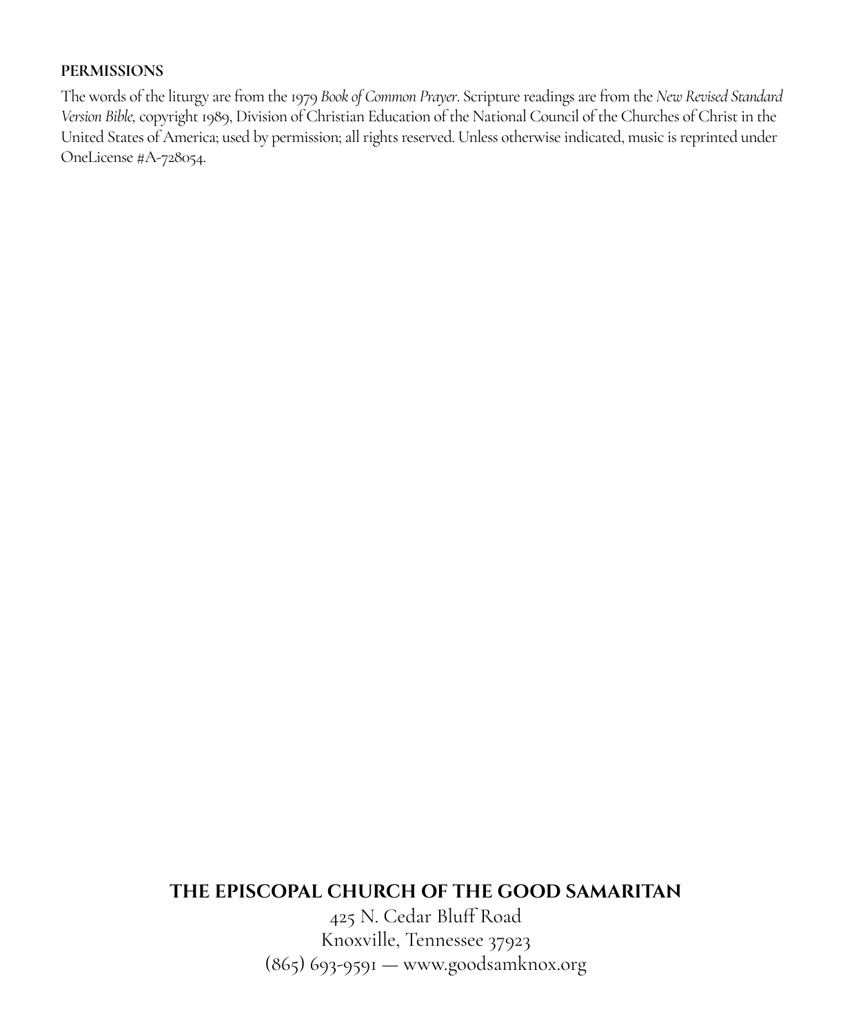## PERMISSIONS

The words of the liturgy are from the 1979 *Book of Common Prayer*. Scripture readings are from the *New Revised Standard Version Bible,* copyright 1989, Division of Christian Education of the National Council of the Churches of Christ in the United States of America; used by permission; all rights reserved. Unless otherwise indicated, music is reprinted under OneLicense #A-728054.

**THE EPISCOPAL CHURCH OF THE GOOD SAMARITAN**

425 N. Cedar Bluff Road
Knoxville, Tennessee 37923
(865) 693-9591 — www.goodsamknox.org